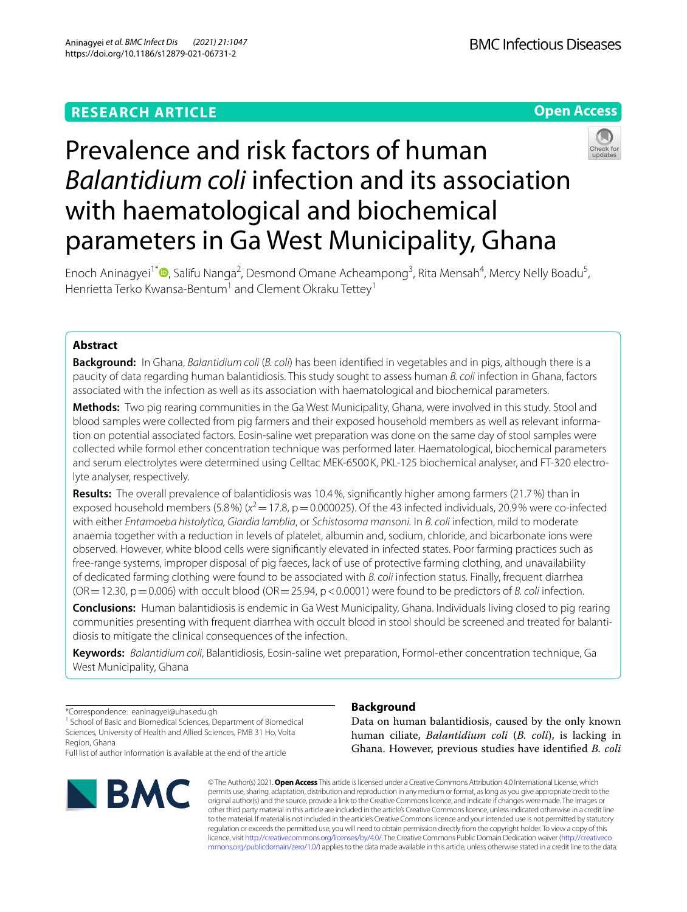RESEARCH ARTICLE

Open Access

# Prevalence and risk factors of human *Balantidium coli* infection and its association with haematological and biochemical parameters in Ga West Municipality, Ghana

Enoch Aninagyei[1*], Salifu Nanga[2], Desmond Omane Acheampong[3], Rita Mensah[4], Mercy Nelly Boadu[5], Henrietta Terko Kwansa-Bentum[1] and Clement Okraku Tettey[1]

## Abstract

**Background:** In Ghana, *Balantidium coli* (*B. coli*) has been identified in vegetables and in pigs, although there is a paucity of data regarding human balantidiosis. This study sought to assess human *B. coli* infection in Ghana, factors associated with the infection as well as its association with haematological and biochemical parameters.

**Methods:** Two pig rearing communities in the Ga West Municipality, Ghana, were involved in this study. Stool and blood samples were collected from pig farmers and their exposed household members as well as relevant information on potential associated factors. Eosin-saline wet preparation was done on the same day of stool samples were collected while formol ether concentration technique was performed later. Haematological, biochemical parameters and serum electrolytes were determined using Celltac MEK-6500 K, PKL-125 biochemical analyser, and FT-320 electrolyte analyser, respectively.

**Results:** The overall prevalence of balantidiosis was 10.4%, significantly higher among farmers (21.7%) than in exposed household members (5.8%) ($x^2$ = 17.8, p = 0.000025). Of the 43 infected individuals, 20.9% were co-infected with either *Entamoeba histolytica, Giardia lamblia*, or *Schistosoma mansoni.* In *B. coli* infection, mild to moderate anaemia together with a reduction in levels of platelet, albumin and, sodium, chloride, and bicarbonate ions were observed. However, white blood cells were significantly elevated in infected states. Poor farming practices such as free-range systems, improper disposal of pig faeces, lack of use of protective farming clothing, and unavailability of dedicated farming clothing were found to be associated with *B. coli* infection status. Finally, frequent diarrhea (OR = 12.30, p = 0.006) with occult blood (OR = 25.94, p < 0.0001) were found to be predictors of *B. coli* infection.

**Conclusions:** Human balantidiosis is endemic in Ga West Municipality, Ghana. Individuals living closed to pig rearing communities presenting with frequent diarrhea with occult blood in stool should be screened and treated for balantidiosis to mitigate the clinical consequences of the infection.

**Keywords:** *Balantidium coli*, Balantidiosis, Eosin-saline wet preparation, Formol-ether concentration technique, Ga West Municipality, Ghana

*Correspondence: eaninagyei@uhas.edu.gh
[1] School of Basic and Biomedical Sciences, Department of Biomedical Sciences, University of Health and Allied Sciences, PMB 31 Ho, Volta Region, Ghana
Full list of author information is available at the end of the article

## Background

Data on human balantidiosis, caused by the only known human ciliate, *Balantidium coli* (*B. coli*), is lacking in Ghana. However, previous studies have identified *B. coli*

© The Author(s) 2021. **Open Access** This article is licensed under a Creative Commons Attribution 4.0 International License, which permits use, sharing, adaptation, distribution and reproduction in any medium or format, as long as you give appropriate credit to the original author(s) and the source, provide a link to the Creative Commons licence, and indicate if changes were made. The images or other third party material in this article are included in the article's Creative Commons licence, unless indicated otherwise in a credit line to the material. If material is not included in the article's Creative Commons licence and your intended use is not permitted by statutory regulation or exceeds the permitted use, you will need to obtain permission directly from the copyright holder. To view a copy of this licence, visit http://creativecommons.org/licenses/by/4.0/. The Creative Commons Public Domain Dedication waiver (http://creativecommons.org/publicdomain/zero/1.0/) applies to the data made available in this article, unless otherwise stated in a credit line to the data.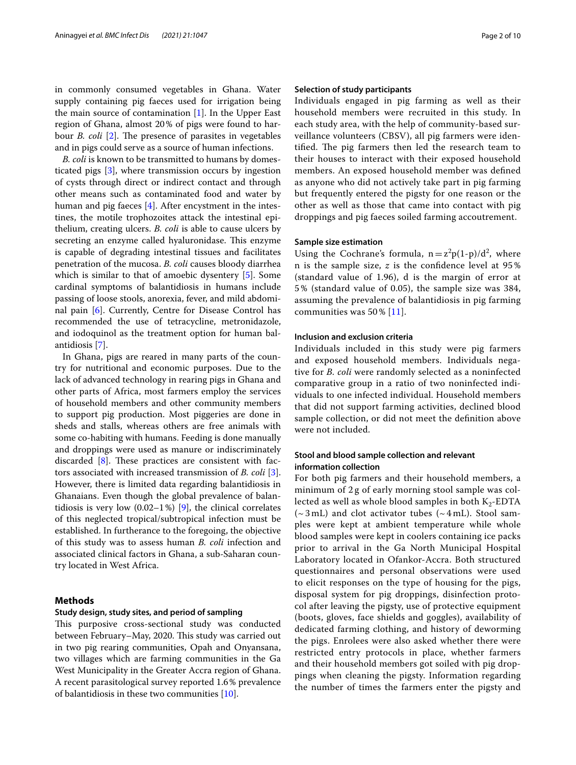in commonly consumed vegetables in Ghana. Water supply containing pig faeces used for irrigation being the main source of contamination [1]. In the Upper East region of Ghana, almost 20% of pigs were found to harbour *B. coli* [2]. The presence of parasites in vegetables and in pigs could serve as a source of human infections.

*B. coli* is known to be transmitted to humans by domesticated pigs [3], where transmission occurs by ingestion of cysts through direct or indirect contact and through other means such as contaminated food and water by human and pig faeces [4]. After encystment in the intestines, the motile trophozoites attack the intestinal epithelium, creating ulcers. *B. coli* is able to cause ulcers by secreting an enzyme called hyaluronidase. This enzyme is capable of degrading intestinal tissues and facilitates penetration of the mucosa. *B. coli* causes bloody diarrhea which is similar to that of amoebic dysentery [5]. Some cardinal symptoms of balantidiosis in humans include passing of loose stools, anorexia, fever, and mild abdominal pain [6]. Currently, Centre for Disease Control has recommended the use of tetracycline, metronidazole, and iodoquinol as the treatment option for human balantidiosis [7].

In Ghana, pigs are reared in many parts of the country for nutritional and economic purposes. Due to the lack of advanced technology in rearing pigs in Ghana and other parts of Africa, most farmers employ the services of household members and other community members to support pig production. Most piggeries are done in sheds and stalls, whereas others are free animals with some co-habiting with humans. Feeding is done manually and droppings were used as manure or indiscriminately discarded [8]. These practices are consistent with factors associated with increased transmission of *B. coli* [3]. However, there is limited data regarding balantidiosis in Ghanaians. Even though the global prevalence of balantidiosis is very low (0.02–1%) [9], the clinical correlates of this neglected tropical/subtropical infection must be established. In furtherance to the foregoing, the objective of this study was to assess human *B. coli* infection and associated clinical factors in Ghana, a sub-Saharan country located in West Africa.

## Methods

### Study design, study sites, and period of sampling

This purposive cross-sectional study was conducted between February–May, 2020. This study was carried out in two pig rearing communities, Opah and Onyansana, two villages which are farming communities in the Ga West Municipality in the Greater Accra region of Ghana. A recent parasitological survey reported 1.6% prevalence of balantidiosis in these two communities [10].

### Selection of study participants

Individuals engaged in pig farming as well as their household members were recruited in this study. In each study area, with the help of community-based surveillance volunteers (CBSV), all pig farmers were identified. The pig farmers then led the research team to their houses to interact with their exposed household members. An exposed household member was defined as anyone who did not actively take part in pig farming but frequently entered the pigsty for one reason or the other as well as those that came into contact with pig droppings and pig faeces soiled farming accoutrement.

### Sample size estimation

Using the Cochrane's formula, $n = z^2p(1-p)/d^2$, where n is the sample size, $z$ is the confidence level at 95% (standard value of 1.96), d is the margin of error at 5% (standard value of 0.05), the sample size was 384, assuming the prevalence of balantidiosis in pig farming communities was 50% [11].

### Inclusion and exclusion criteria

Individuals included in this study were pig farmers and exposed household members. Individuals negative for *B. coli* were randomly selected as a noninfected comparative group in a ratio of two noninfected individuals to one infected individual. Household members that did not support farming activities, declined blood sample collection, or did not meet the definition above were not included.

### Stool and blood sample collection and relevant information collection

For both pig farmers and their household members, a minimum of 2 g of early morning stool sample was collected as well as whole blood samples in both $K_2$-EDTA (~3 mL) and clot activator tubes (~4 mL). Stool samples were kept at ambient temperature while whole blood samples were kept in coolers containing ice packs prior to arrival in the Ga North Municipal Hospital Laboratory located in Ofankor-Accra. Both structured questionnaires and personal observations were used to elicit responses on the type of housing for the pigs, disposal system for pig droppings, disinfection protocol after leaving the pigsty, use of protective equipment (boots, gloves, face shields and goggles), availability of dedicated farming clothing, and history of deworming the pigs. Enrolees were also asked whether there were restricted entry protocols in place, whether farmers and their household members got soiled with pig droppings when cleaning the pigsty. Information regarding the number of times the farmers enter the pigsty and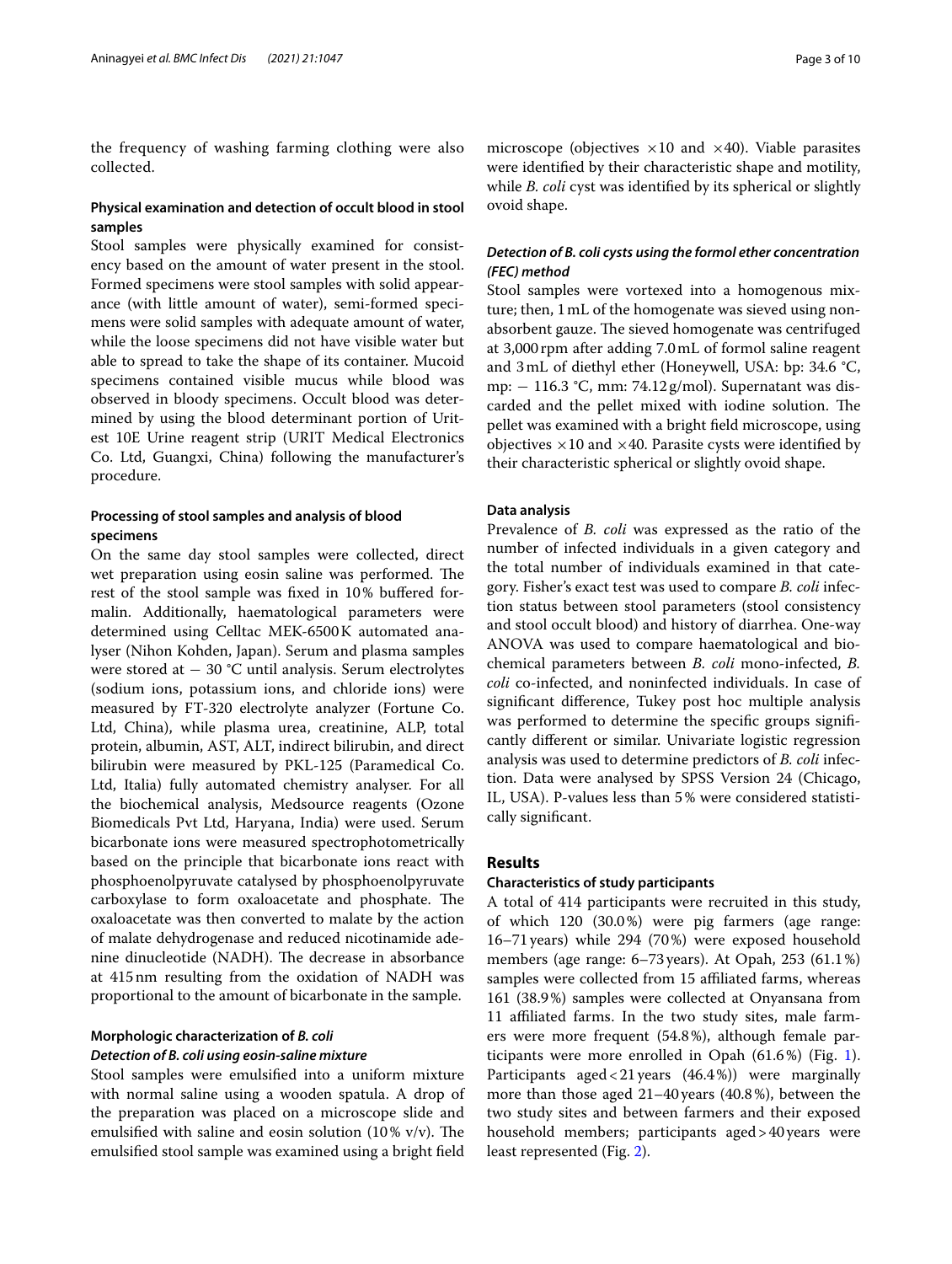the frequency of washing farming clothing were also collected.

### Physical examination and detection of occult blood in stool samples

Stool samples were physically examined for consistency based on the amount of water present in the stool. Formed specimens were stool samples with solid appearance (with little amount of water), semi-formed specimens were solid samples with adequate amount of water, while the loose specimens did not have visible water but able to spread to take the shape of its container. Mucoid specimens contained visible mucus while blood was observed in bloody specimens. Occult blood was determined by using the blood determinant portion of Uritest 10E Urine reagent strip (URIT Medical Electronics Co. Ltd, Guangxi, China) following the manufacturer's procedure.

### Processing of stool samples and analysis of blood specimens

On the same day stool samples were collected, direct wet preparation using eosin saline was performed. The rest of the stool sample was fixed in 10% buffered formalin. Additionally, haematological parameters were determined using Celltac MEK-6500K automated analyser (Nihon Kohden, Japan). Serum and plasma samples were stored at − 30 °C until analysis. Serum electrolytes (sodium ions, potassium ions, and chloride ions) were measured by FT-320 electrolyte analyzer (Fortune Co. Ltd, China), while plasma urea, creatinine, ALP, total protein, albumin, AST, ALT, indirect bilirubin, and direct bilirubin were measured by PKL-125 (Paramedical Co. Ltd, Italia) fully automated chemistry analyser. For all the biochemical analysis, Medsource reagents (Ozone Biomedicals Pvt Ltd, Haryana, India) were used. Serum bicarbonate ions were measured spectrophotometrically based on the principle that bicarbonate ions react with phosphoenolpyruvate catalysed by phosphoenolpyruvate carboxylase to form oxaloacetate and phosphate. The oxaloacetate was then converted to malate by the action of malate dehydrogenase and reduced nicotinamide adenine dinucleotide (NADH). The decrease in absorbance at 415 nm resulting from the oxidation of NADH was proportional to the amount of bicarbonate in the sample.

### Morphologic characterization of *B. coli*

#### *Detection of B. coli using eosin-saline mixture*

Stool samples were emulsified into a uniform mixture with normal saline using a wooden spatula. A drop of the preparation was placed on a microscope slide and emulsified with saline and eosin solution (10% v/v). The emulsified stool sample was examined using a bright field microscope (objectives ×10 and ×40). Viable parasites were identified by their characteristic shape and motility, while *B. coli* cyst was identified by its spherical or slightly ovoid shape.

#### *Detection of B. coli cysts using the formol ether concentration (FEC) method*

Stool samples were vortexed into a homogenous mixture; then, 1 mL of the homogenate was sieved using non-absorbent gauze. The sieved homogenate was centrifuged at 3,000 rpm after adding 7.0 mL of formol saline reagent and 3 mL of diethyl ether (Honeywell, USA: bp: 34.6 °C, mp: − 116.3 °C, mm: 74.12 g/mol). Supernatant was discarded and the pellet mixed with iodine solution. The pellet was examined with a bright field microscope, using objectives ×10 and ×40. Parasite cysts were identified by their characteristic spherical or slightly ovoid shape.

### Data analysis

Prevalence of *B. coli* was expressed as the ratio of the number of infected individuals in a given category and the total number of individuals examined in that category. Fisher's exact test was used to compare *B. coli* infection status between stool parameters (stool consistency and stool occult blood) and history of diarrhea. One-way ANOVA was used to compare haematological and biochemical parameters between *B. coli* mono-infected, *B. coli* co-infected, and noninfected individuals. In case of significant difference, Tukey post hoc multiple analysis was performed to determine the specific groups significantly different or similar. Univariate logistic regression analysis was used to determine predictors of *B. coli* infection. Data were analysed by SPSS Version 24 (Chicago, IL, USA). P-values less than 5% were considered statistically significant.

## Results

### Characteristics of study participants

A total of 414 participants were recruited in this study, of which 120 (30.0%) were pig farmers (age range: 16–71 years) while 294 (70%) were exposed household members (age range: 6–73 years). At Opah, 253 (61.1%) samples were collected from 15 affiliated farms, whereas 161 (38.9%) samples were collected at Onyansana from 11 affiliated farms. In the two study sites, male farmers were more frequent (54.8%), although female participants were more enrolled in Opah (61.6%) (Fig. 1). Participants aged < 21 years (46.4%)) were marginally more than those aged 21–40 years (40.8%), between the two study sites and between farmers and their exposed household members; participants aged > 40 years were least represented (Fig. 2).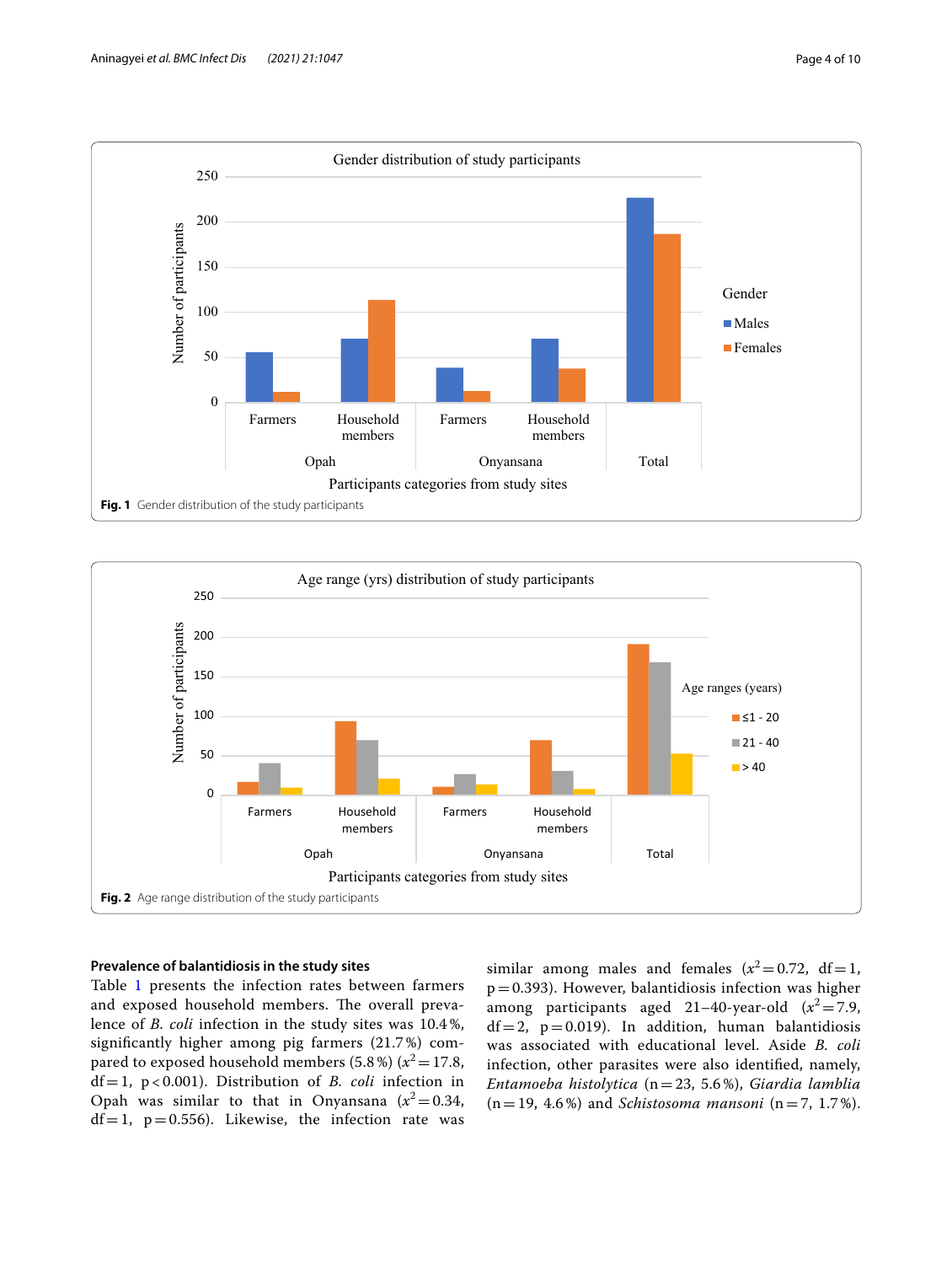Fig. 1 Gender distribution of the study participants

Fig. 2 Age range distribution of the study participants

### Prevalence of balantidiosis in the study sites

Table 1 presents the infection rates between farmers and exposed household members. The overall prevalence of *B. coli* infection in the study sites was 10.4%, significantly higher among pig farmers (21.7%) compared to exposed household members (5.8%) ($x^2 = 17.8$, df = 1, p < 0.001). Distribution of *B. coli* infection in Opah was similar to that in Onyansana ($x^2 = 0.34$, df = 1, p = 0.556). Likewise, the infection rate was similar among males and females ($x^2 = 0.72$, df = 1, p = 0.393). However, balantidiosis infection was higher among participants aged 21–40-year-old ($x^2 = 7.9$, df = 2, p = 0.019). In addition, human balantidiosis was associated with educational level. Aside *B. coli* infection, other parasites were also identified, namely, *Entamoeba histolytica* (n = 23, 5.6%), *Giardia lamblia* (n = 19, 4.6%) and *Schistosoma mansoni* (n = 7, 1.7%).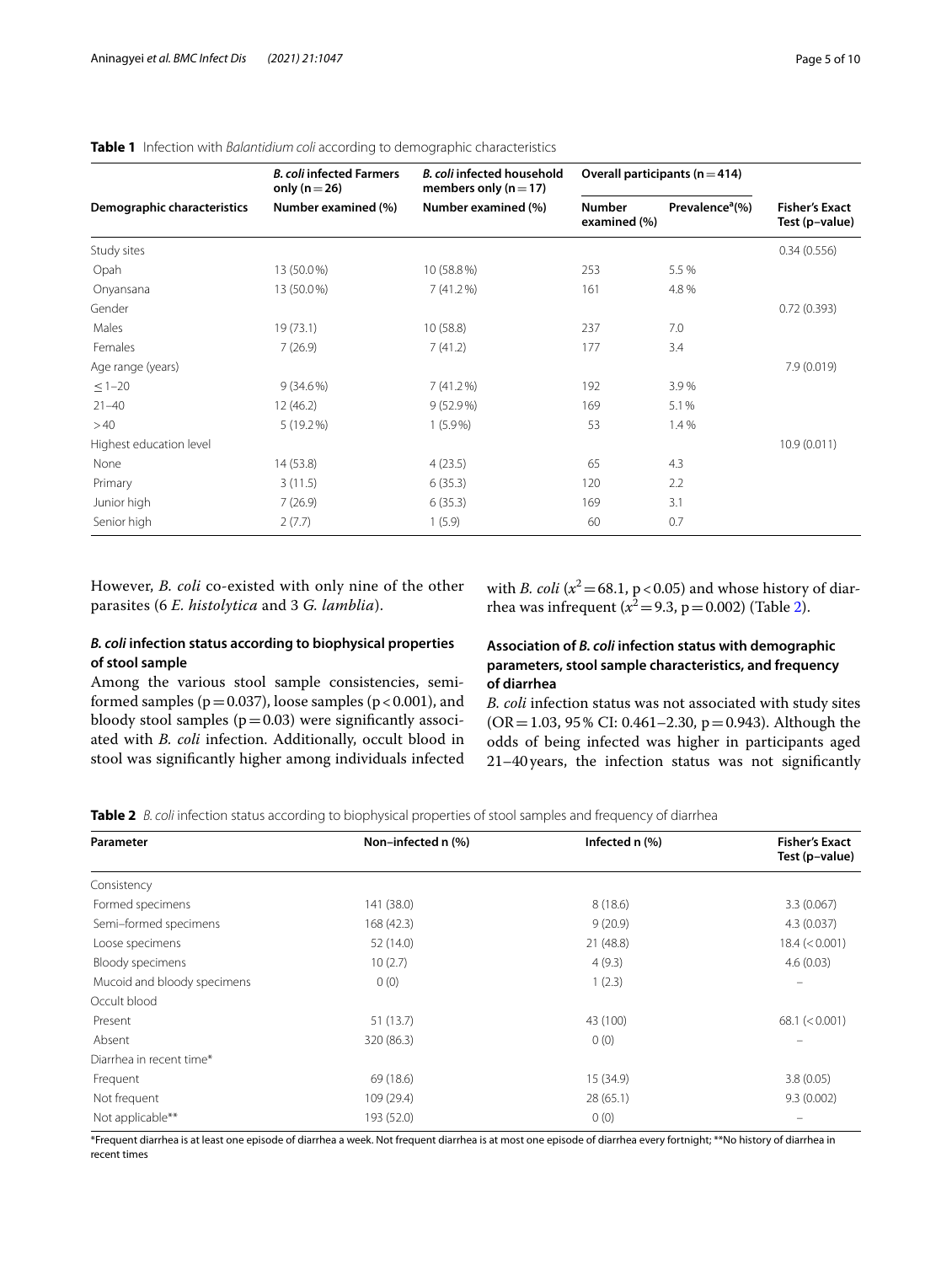**Table 1** Infection with *Balantidium coli* according to demographic characteristics

| Demographic characteristics | *B. coli* infected Farmers only (n = 26) | *B. coli* infected household members only (n = 17) | Overall participants (n = 414) | | Fisher's Exact Test (p–value) |
|---|---|---|---|---|---|
| | Number examined (%) | Number examined (%) | Number examined (%) | Prevalence[a](%) | |
| Study sites | | | | | 0.34 (0.556) |
| Opah | 13 (50.0%) | 10 (58.8%) | 253 | 5.5% | |
| Onyansana | 13 (50.0%) | 7 (41.2%) | 161 | 4.8% | |
| Gender | | | | | 0.72 (0.393) |
| Males | 19 (73.1) | 10 (58.8) | 237 | 7.0 | |
| Females | 7 (26.9) | 7 (41.2) | 177 | 3.4 | |
| Age range (years) | | | | | 7.9 (0.019) |
| ≤ 1–20 | 9 (34.6%) | 7 (41.2%) | 192 | 3.9% | |
| 21–40 | 12 (46.2) | 9 (52.9%) | 169 | 5.1% | |
| > 40 | 5 (19.2%) | 1 (5.9%) | 53 | 1.4% | |
| Highest education level | | | | | 10.9 (0.011) |
| None | 14 (53.8) | 4 (23.5) | 65 | 4.3 | |
| Primary | 3 (11.5) | 6 (35.3) | 120 | 2.2 | |
| Junior high | 7 (26.9) | 6 (35.3) | 169 | 3.1 | |
| Senior high | 2 (7.7) | 1 (5.9) | 60 | 0.7 | |

However, *B. coli* co-existed with only nine of the other parasites (6 *E. histolytica* and 3 *G. lamblia*).

### *B. coli* infection status according to biophysical properties of stool sample

Among the various stool sample consistencies, semi-formed samples (p = 0.037), loose samples (p < 0.001), and bloody stool samples (p = 0.03) were significantly associated with *B. coli* infection. Additionally, occult blood in stool was significantly higher among individuals infected with *B. coli* ($x^2$ = 68.1, p < 0.05) and whose history of diarrhea was infrequent ($x^2$ = 9.3, p = 0.002) (Table 2).

### Association of *B. coli* infection status with demographic parameters, stool sample characteristics, and frequency of diarrhea

*B. coli* infection status was not associated with study sites (OR = 1.03, 95% CI: 0.461–2.30, p = 0.943). Although the odds of being infected was higher in participants aged 21–40 years, the infection status was not significantly

**Table 2** *B. coli* infection status according to biophysical properties of stool samples and frequency of diarrhea

| Parameter | Non–infected n (%) | Infected n (%) | Fisher's Exact Test (p–value) |
|---|---|---|---|
| Consistency | | | |
| Formed specimens | 141 (38.0) | 8 (18.6) | 3.3 (0.067) |
| Semi–formed specimens | 168 (42.3) | 9 (20.9) | 4.3 (0.037) |
| Loose specimens | 52 (14.0) | 21 (48.8) | 18.4 (< 0.001) |
| Bloody specimens | 10 (2.7) | 4 (9.3) | 4.6 (0.03) |
| Mucoid and bloody specimens | 0 (0) | 1 (2.3) | – |
| Occult blood | | | |
| Present | 51 (13.7) | 43 (100) | 68.1 (< 0.001) |
| Absent | 320 (86.3) | 0 (0) | – |
| Diarrhea in recent time* | | | |
| Frequent | 69 (18.6) | 15 (34.9) | 3.8 (0.05) |
| Not frequent | 109 (29.4) | 28 (65.1) | 9.3 (0.002) |
| Not applicable** | 193 (52.0) | 0 (0) | – |

*Frequent diarrhea is at least one episode of diarrhea a week. Not frequent diarrhea is at most one episode of diarrhea every fortnight; **No history of diarrhea in recent times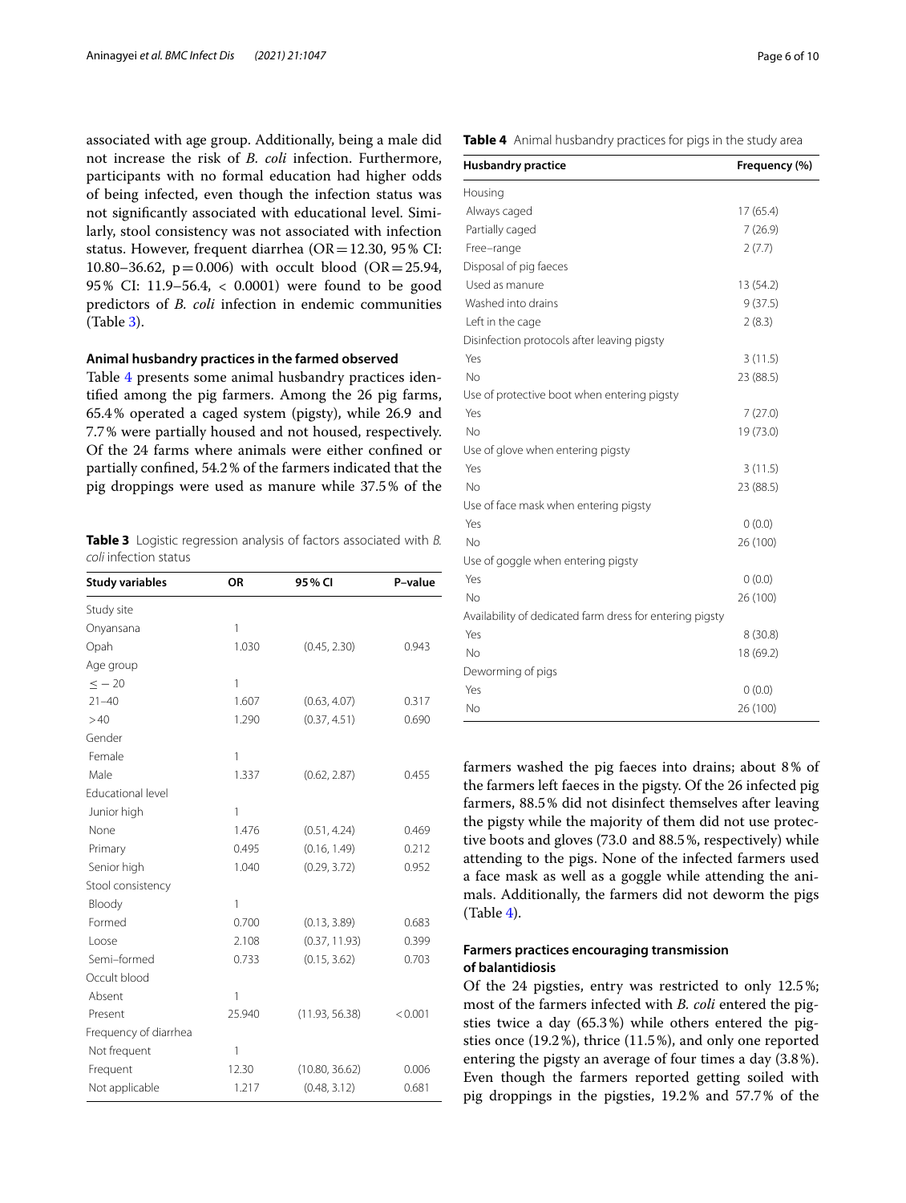associated with age group. Additionally, being a male did not increase the risk of *B. coli* infection. Furthermore, participants with no formal education had higher odds of being infected, even though the infection status was not significantly associated with educational level. Similarly, stool consistency was not associated with infection status. However, frequent diarrhea (OR = 12.30, 95% CI: 10.80–36.62, p = 0.006) with occult blood (OR = 25.94, 95% CI: 11.9–56.4, < 0.0001) were found to be good predictors of *B. coli* infection in endemic communities (Table 3).

### Animal husbandry practices in the farmed observed

Table 4 presents some animal husbandry practices identified among the pig farmers. Among the 26 pig farms, 65.4% operated a caged system (pigsty), while 26.9 and 7.7% were partially housed and not housed, respectively. Of the 24 farms where animals were either confined or partially confined, 54.2% of the farmers indicated that the pig droppings were used as manure while 37.5% of the farmers washed the pig faeces into drains; about 8% of the farmers left faeces in the pigsty. Of the 26 infected pig farmers, 88.5% did not disinfect themselves after leaving the pigsty while the majority of them did not use protective boots and gloves (73.0 and 88.5%, respectively) while attending to the pigs. None of the infected farmers used a face mask as well as a goggle while attending the animals. Additionally, the farmers did not deworm the pigs (Table 4).

**Table 3** Logistic regression analysis of factors associated with *B. coli* infection status

| Study variables | OR | 95% CI | P-value |
|---|---|---|---|
| Study site | | | |
| Onyansana | 1 | | |
| Opah | 1.030 | (0.45, 2.30) | 0.943 |
| Age group | | | |
| ≤ − 20 | 1 | | |
| 21–40 | 1.607 | (0.63, 4.07) | 0.317 |
| > 40 | 1.290 | (0.37, 4.51) | 0.690 |
| Gender | | | |
| Female | 1 | | |
| Male | 1.337 | (0.62, 2.87) | 0.455 |
| Educational level | | | |
| Junior high | 1 | | |
| None | 1.476 | (0.51, 4.24) | 0.469 |
| Primary | 0.495 | (0.16, 1.49) | 0.212 |
| Senior high | 1.040 | (0.29, 3.72) | 0.952 |
| Stool consistency | | | |
| Bloody | 1 | | |
| Formed | 0.700 | (0.13, 3.89) | 0.683 |
| Loose | 2.108 | (0.37, 11.93) | 0.399 |
| Semi-formed | 0.733 | (0.15, 3.62) | 0.703 |
| Occult blood | | | |
| Absent | 1 | | |
| Present | 25.940 | (11.93, 56.38) | < 0.001 |
| Frequency of diarrhea | | | |
| Not frequent | 1 | | |
| Frequent | 12.30 | (10.80, 36.62) | 0.006 |
| Not applicable | 1.217 | (0.48, 3.12) | 0.681 |

**Table 4** Animal husbandry practices for pigs in the study area

| Husbandry practice | Frequency (%) |
|---|---|
| Housing | |
| Always caged | 17 (65.4) |
| Partially caged | 7 (26.9) |
| Free-range | 2 (7.7) |
| Disposal of pig faeces | |
| Used as manure | 13 (54.2) |
| Washed into drains | 9 (37.5) |
| Left in the cage | 2 (8.3) |
| Disinfection protocols after leaving pigsty | |
| Yes | 3 (11.5) |
| No | 23 (88.5) |
| Use of protective boot when entering pigsty | |
| Yes | 7 (27.0) |
| No | 19 (73.0) |
| Use of glove when entering pigsty | |
| Yes | 3 (11.5) |
| No | 23 (88.5) |
| Use of face mask when entering pigsty | |
| Yes | 0 (0.0) |
| No | 26 (100) |
| Use of goggle when entering pigsty | |
| Yes | 0 (0.0) |
| No | 26 (100) |
| Availability of dedicated farm dress for entering pigsty | |
| Yes | 8 (30.8) |
| No | 18 (69.2) |
| Deworming of pigs | |
| Yes | 0 (0.0) |
| No | 26 (100) |

### Farmers practices encouraging transmission of balantidiosis

Of the 24 pigsties, entry was restricted to only 12.5%; most of the farmers infected with *B. coli* entered the pigsties twice a day (65.3%) while others entered the pigsties once (19.2%), thrice (11.5%), and only one reported entering the pigsty an average of four times a day (3.8%). Even though the farmers reported getting soiled with pig droppings in the pigsties, 19.2% and 57.7% of the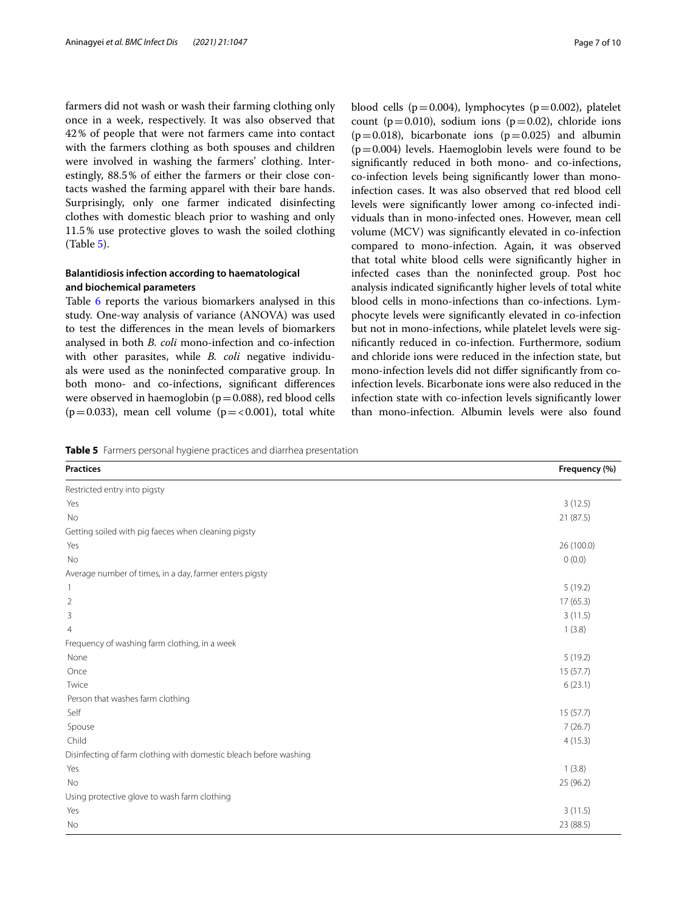farmers did not wash or wash their farming clothing only once in a week, respectively. It was also observed that 42% of people that were not farmers came into contact with the farmers clothing as both spouses and children were involved in washing the farmers' clothing. Interestingly, 88.5% of either the farmers or their close contacts washed the farming apparel with their bare hands. Surprisingly, only one farmer indicated disinfecting clothes with domestic bleach prior to washing and only 11.5% use protective gloves to wash the soiled clothing (Table 5).

### Balantidiosis infection according to haematological and biochemical parameters

Table 6 reports the various biomarkers analysed in this study. One-way analysis of variance (ANOVA) was used to test the differences in the mean levels of biomarkers analysed in both *B. coli* mono-infection and co-infection with other parasites, while *B. coli* negative individuals were used as the noninfected comparative group. In both mono- and co-infections, significant differences were observed in haemoglobin ($p=0.088$), red blood cells ($p=0.033$), mean cell volume ($p=<0.001$), total white blood cells ($p=0.004$), lymphocytes ($p=0.002$), platelet count ($p=0.010$), sodium ions ($p=0.02$), chloride ions ($p=0.018$), bicarbonate ions ($p=0.025$) and albumin ($p=0.004$) levels. Haemoglobin levels were found to be significantly reduced in both mono- and co-infections, co-infection levels being significantly lower than mono-infection cases. It was also observed that red blood cell levels were significantly lower among co-infected individuals than in mono-infected ones. However, mean cell volume (MCV) was significantly elevated in co-infection compared to mono-infection. Again, it was observed that total white blood cells were significantly higher in infected cases than the noninfected group. Post hoc analysis indicated significantly higher levels of total white blood cells in mono-infections than co-infections. Lymphocyte levels were significantly elevated in co-infection but not in mono-infections, while platelet levels were significantly reduced in co-infection. Furthermore, sodium and chloride ions were reduced in the infection state, but mono-infection levels did not differ significantly from co-infection levels. Bicarbonate ions were also reduced in the infection state with co-infection levels significantly lower than mono-infection. Albumin levels were also found

**Table 5** Farmers personal hygiene practices and diarrhea presentation

| Practices | Frequency (%) |
|---|---|
| Restricted entry into pigsty | |
| Yes | 3 (12.5) |
| No | 21 (87.5) |
| Getting soiled with pig faeces when cleaning pigsty | |
| Yes | 26 (100.0) |
| No | 0 (0.0) |
| Average number of times, in a day, farmer enters pigsty | |
| 1 | 5 (19.2) |
| 2 | 17 (65.3) |
| 3 | 3 (11.5) |
| 4 | 1 (3.8) |
| Frequency of washing farm clothing, in a week | |
| None | 5 (19.2) |
| Once | 15 (57.7) |
| Twice | 6 (23.1) |
| Person that washes farm clothing | |
| Self | 15 (57.7) |
| Spouse | 7 (26.7) |
| Child | 4 (15.3) |
| Disinfecting of farm clothing with domestic bleach before washing | |
| Yes | 1 (3.8) |
| No | 25 (96.2) |
| Using protective glove to wash farm clothing | |
| Yes | 3 (11.5) |
| No | 23 (88.5) |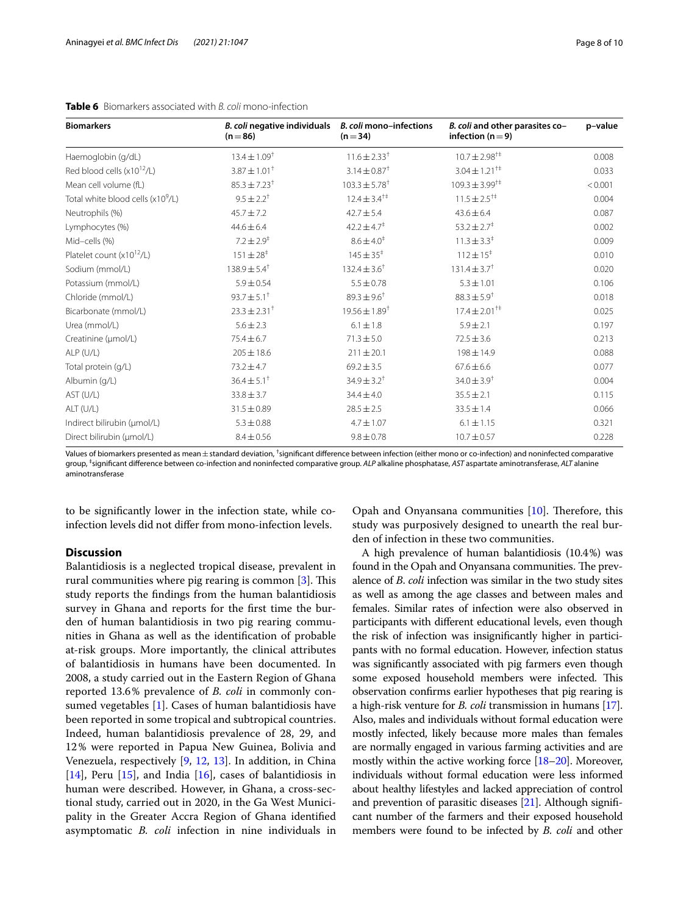**Table 6** Biomarkers associated with *B. coli* mono-infection

| Biomarkers | *B. coli* negative individuals (n = 86) | *B. coli* mono–infections (n = 34) | *B. coli* and other parasites co–infection (n = 9) | p–value |
|---|---|---|---|---|
| Haemoglobin (g/dL) | 13.4 ± 1.09$^{\dagger}$ | 11.6 ± 2.33$^{\dagger}$ | 10.7 ± 2.98$^{\dagger\ddagger}$ | 0.008 |
| Red blood cells (x10$^{12}$/L) | 3.87 ± 1.01$^{\dagger}$ | 3.14 ± 0.87$^{\dagger}$ | 3.04 ± 1.21$^{\dagger\ddagger}$ | 0.033 |
| Mean cell volume (fL) | 85.3 ± 7.23$^{\dagger}$ | 103.3 ± 5.78$^{\dagger}$ | 109.3 ± 3.99$^{\dagger\ddagger}$ | < 0.001 |
| Total white blood cells (x10$^{9}$/L) | 9.5 ± 2.2$^{\dagger}$ | 12.4 ± 3.4$^{\dagger\ddagger}$ | 11.5 ± 2.5$^{\dagger\ddagger}$ | 0.004 |
| Neutrophils (%) | 45.7 ± 7.2 | 42.7 ± 5.4 | 43.6 ± 6.4 | 0.087 |
| Lymphocytes (%) | 44.6 ± 6.4 | 42.2 ± 4.7$^{\ddagger}$ | 53.2 ± 2.7$^{\ddagger}$ | 0.002 |
| Mid–cells (%) | 7.2 ± 2.9$^{\ddagger}$ | 8.6 ± 4.0$^{\ddagger}$ | 11.3 ± 3.3$^{\ddagger}$ | 0.009 |
| Platelet count (x10$^{12}$/L) | 151 ± 28$^{\ddagger}$ | 145 ± 35$^{\ddagger}$ | 112 ± 15$^{\ddagger}$ | 0.010 |
| Sodium (mmol/L) | 138.9 ± 5.4$^{\dagger}$ | 132.4 ± 3.6$^{\dagger}$ | 131.4 ± 3.7$^{\dagger}$ | 0.020 |
| Potassium (mmol/L) | 5.9 ± 0.54 | 5.5 ± 0.78 | 5.3 ± 1.01 | 0.106 |
| Chloride (mmol/L) | 93.7 ± 5.1$^{\dagger}$ | 89.3 ± 9.6$^{\dagger}$ | 88.3 ± 5.9$^{\dagger}$ | 0.018 |
| Bicarbonate (mmol/L) | 23.3 ± 2.31$^{\dagger}$ | 19.56 ± 1.89$^{\dagger}$ | 17.4 ± 2.01$^{\dagger\ddagger}$ | 0.025 |
| Urea (mmol/L) | 5.6 ± 2.3 | 6.1 ± 1.8 | 5.9 ± 2.1 | 0.197 |
| Creatinine (μmol/L) | 75.4 ± 6.7 | 71.3 ± 5.0 | 72.5 ± 3.6 | 0.213 |
| ALP (U/L) | 205 ± 18.6 | 211 ± 20.1 | 198 ± 14.9 | 0.088 |
| Total protein (g/L) | 73.2 ± 4.7 | 69.2 ± 3.5 | 67.6 ± 6.6 | 0.077 |
| Albumin (g/L) | 36.4 ± 5.1$^{\dagger}$ | 34.9 ± 3.2$^{\dagger}$ | 34.0 ± 3.9$^{\dagger}$ | 0.004 |
| AST (U/L) | 33.8 ± 3.7 | 34.4 ± 4.0 | 35.5 ± 2.1 | 0.115 |
| ALT (U/L) | 31.5 ± 0.89 | 28.5 ± 2.5 | 33.5 ± 1.4 | 0.066 |
| Indirect bilirubin (μmol/L) | 5.3 ± 0.88 | 4.7 ± 1.07 | 6.1 ± 1.15 | 0.321 |
| Direct bilirubin (μmol/L) | 8.4 ± 0.56 | 9.8 ± 0.78 | 10.7 ± 0.57 | 0.228 |

Values of biomarkers presented as mean ± standard deviation, $^{\dagger}$significant difference between infection (either mono or co-infection) and noninfected comparative group, $^{\ddagger}$significant difference between co-infection and noninfected comparative group. *ALP* alkaline phosphatase, *AST* aspartate aminotransferase, *ALT* alanine aminotransferase

to be significantly lower in the infection state, while co-infection levels did not differ from mono-infection levels.

## Discussion

Balantidiosis is a neglected tropical disease, prevalent in rural communities where pig rearing is common [3]. This study reports the findings from the human balantidiosis survey in Ghana and reports for the first time the burden of human balantidiosis in two pig rearing communities in Ghana as well as the identification of probable at-risk groups. More importantly, the clinical attributes of balantidiosis in humans have been documented. In 2008, a study carried out in the Eastern Region of Ghana reported 13.6% prevalence of *B. coli* in commonly consumed vegetables [1]. Cases of human balantidiosis have been reported in some tropical and subtropical countries. Indeed, human balantidiosis prevalence of 28, 29, and 12% were reported in Papua New Guinea, Bolivia and Venezuela, respectively [9, 12, 13]. In addition, in China [14], Peru [15], and India [16], cases of balantidiosis in human were described. However, in Ghana, a cross-sectional study, carried out in 2020, in the Ga West Municipality in the Greater Accra Region of Ghana identified asymptomatic *B. coli* infection in nine individuals in Opah and Onyansana communities [10]. Therefore, this study was purposively designed to unearth the real burden of infection in these two communities.

A high prevalence of human balantidiosis (10.4%) was found in the Opah and Onyansana communities. The prevalence of *B. coli* infection was similar in the two study sites as well as among the age classes and between males and females. Similar rates of infection were also observed in participants with different educational levels, even though the risk of infection was insignificantly higher in participants with no formal education. However, infection status was significantly associated with pig farmers even though some exposed household members were infected. This observation confirms earlier hypotheses that pig rearing is a high-risk venture for *B. coli* transmission in humans [17]. Also, males and individuals without formal education were mostly infected, likely because more males than females are normally engaged in various farming activities and are mostly within the active working force [18–20]. Moreover, individuals without formal education were less informed about healthy lifestyles and lacked appreciation of control and prevention of parasitic diseases [21]. Although significant number of the farmers and their exposed household members were found to be infected by *B. coli* and other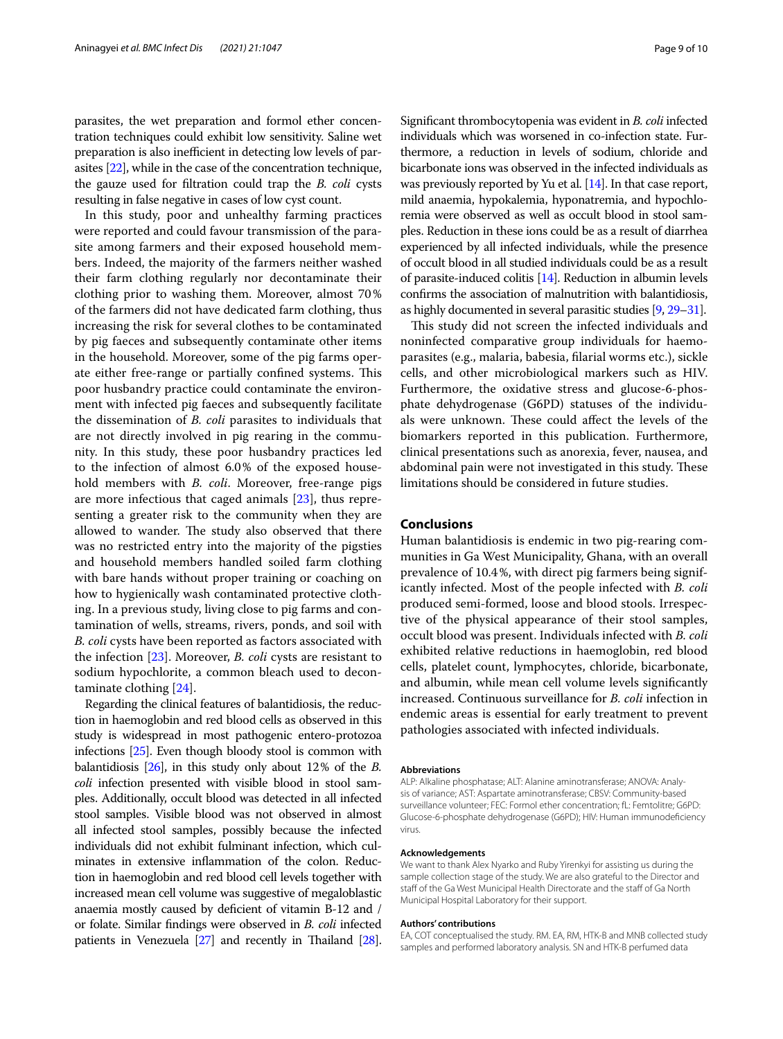parasites, the wet preparation and formol ether concentration techniques could exhibit low sensitivity. Saline wet preparation is also inefficient in detecting low levels of parasites [22], while in the case of the concentration technique, the gauze used for filtration could trap the *B. coli* cysts resulting in false negative in cases of low cyst count.

In this study, poor and unhealthy farming practices were reported and could favour transmission of the parasite among farmers and their exposed household members. Indeed, the majority of the farmers neither washed their farm clothing regularly nor decontaminate their clothing prior to washing them. Moreover, almost 70% of the farmers did not have dedicated farm clothing, thus increasing the risk for several clothes to be contaminated by pig faeces and subsequently contaminate other items in the household. Moreover, some of the pig farms operate either free-range or partially confined systems. This poor husbandry practice could contaminate the environment with infected pig faeces and subsequently facilitate the dissemination of *B. coli* parasites to individuals that are not directly involved in pig rearing in the community. In this study, these poor husbandry practices led to the infection of almost 6.0% of the exposed household members with *B. coli*. Moreover, free-range pigs are more infectious that caged animals [23], thus representing a greater risk to the community when they are allowed to wander. The study also observed that there was no restricted entry into the majority of the pigsties and household members handled soiled farm clothing with bare hands without proper training or coaching on how to hygienically wash contaminated protective clothing. In a previous study, living close to pig farms and contamination of wells, streams, rivers, ponds, and soil with *B. coli* cysts have been reported as factors associated with the infection [23]. Moreover, *B. coli* cysts are resistant to sodium hypochlorite, a common bleach used to decontaminate clothing [24].

Regarding the clinical features of balantidiosis, the reduction in haemoglobin and red blood cells as observed in this study is widespread in most pathogenic entero-protozoa infections [25]. Even though bloody stool is common with balantidiosis [26], in this study only about 12% of the *B. coli* infection presented with visible blood in stool samples. Additionally, occult blood was detected in all infected stool samples. Visible blood was not observed in almost all infected stool samples, possibly because the infected individuals did not exhibit fulminant infection, which culminates in extensive inflammation of the colon. Reduction in haemoglobin and red blood cell levels together with increased mean cell volume was suggestive of megaloblastic anaemia mostly caused by deficient of vitamin B-12 and / or folate. Similar findings were observed in *B. coli* infected patients in Venezuela [27] and recently in Thailand [28]. Significant thrombocytopenia was evident in *B. coli* infected individuals which was worsened in co-infection state. Furthermore, a reduction in levels of sodium, chloride and bicarbonate ions was observed in the infected individuals as was previously reported by Yu et al. [14]. In that case report, mild anaemia, hypokalemia, hyponatremia, and hypochloremia were observed as well as occult blood in stool samples. Reduction in these ions could be as a result of diarrhea experienced by all infected individuals, while the presence of occult blood in all studied individuals could be as a result of parasite-induced colitis [14]. Reduction in albumin levels confirms the association of malnutrition with balantidiosis, as highly documented in several parasitic studies [9, 29–31].

This study did not screen the infected individuals and noninfected comparative group individuals for haemoparasites (e.g., malaria, babesia, filarial worms etc.), sickle cells, and other microbiological markers such as HIV. Furthermore, the oxidative stress and glucose-6-phosphate dehydrogenase (G6PD) statuses of the individuals were unknown. These could affect the levels of the biomarkers reported in this publication. Furthermore, clinical presentations such as anorexia, fever, nausea, and abdominal pain were not investigated in this study. These limitations should be considered in future studies.

## Conclusions

Human balantidiosis is endemic in two pig-rearing communities in Ga West Municipality, Ghana, with an overall prevalence of 10.4%, with direct pig farmers being significantly infected. Most of the people infected with *B. coli* produced semi-formed, loose and blood stools. Irrespective of the physical appearance of their stool samples, occult blood was present. Individuals infected with *B. coli* exhibited relative reductions in haemoglobin, red blood cells, platelet count, lymphocytes, chloride, bicarbonate, and albumin, while mean cell volume levels significantly increased. Continuous surveillance for *B. coli* infection in endemic areas is essential for early treatment to prevent pathologies associated with infected individuals.

#### Abbreviations

ALP: Alkaline phosphatase; ALT: Alanine aminotransferase; ANOVA: Analysis of variance; AST: Aspartate aminotransferase; CBSV: Community-based surveillance volunteer; FEC: Formol ether concentration; fL: Femtolitre; G6PD: Glucose-6-phosphate dehydrogenase (G6PD); HIV: Human immunodeficiency virus.

#### Acknowledgements

We want to thank Alex Nyarko and Ruby Yirenkyi for assisting us during the sample collection stage of the study. We are also grateful to the Director and staff of the Ga West Municipal Health Directorate and the staff of Ga North Municipal Hospital Laboratory for their support.

#### Authors' contributions

EA, COT conceptualised the study. RM. EA, RM, HTK-B and MNB collected study samples and performed laboratory analysis. SN and HTK-B perfumed data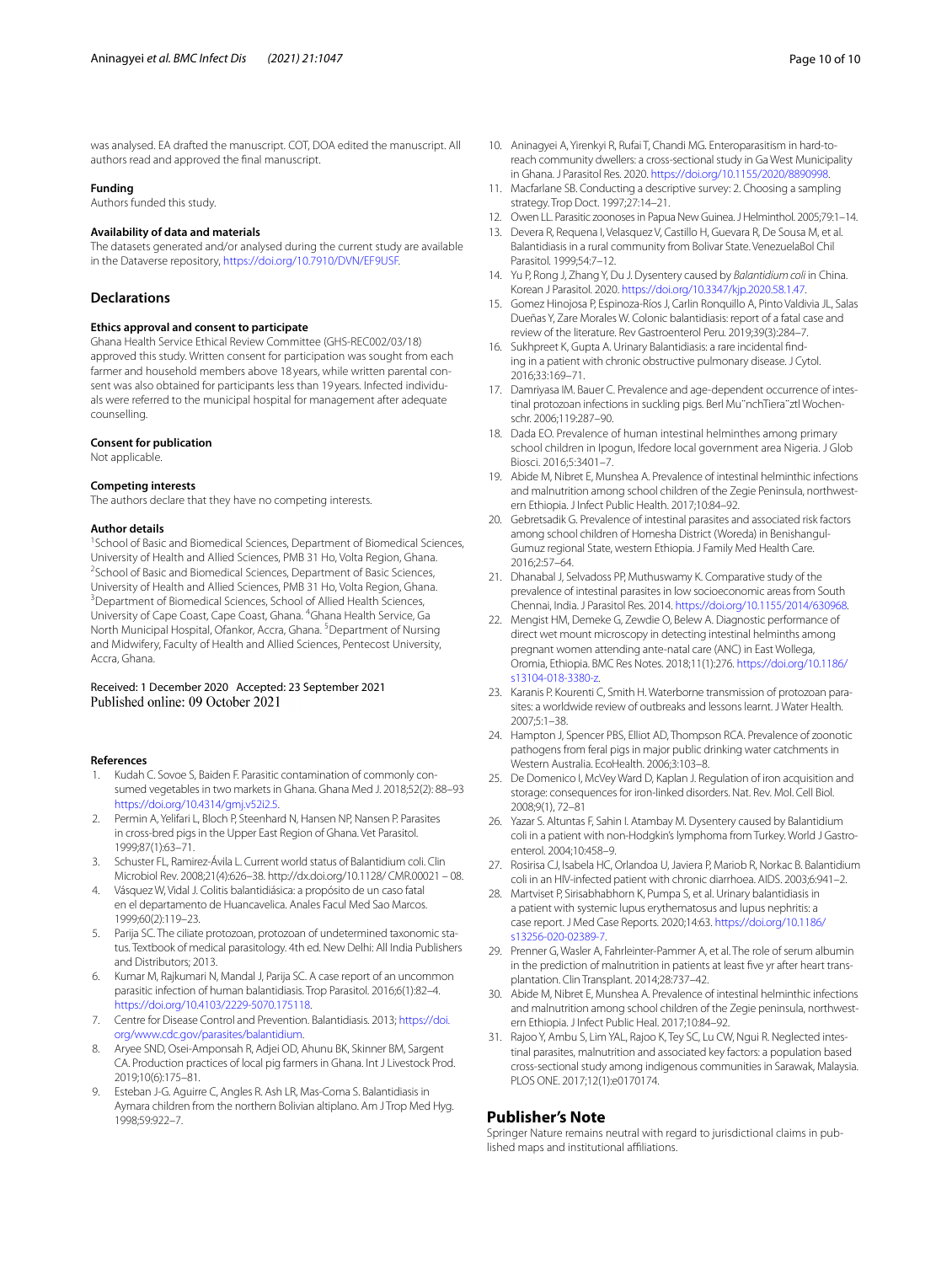was analysed. EA drafted the manuscript. COT, DOA edited the manuscript. All authors read and approved the final manuscript.

#### Funding

Authors funded this study.

#### Availability of data and materials

The datasets generated and/or analysed during the current study are available in the Dataverse repository, https://doi.org/10.7910/DVN/EF9USF.

## Declarations

#### Ethics approval and consent to participate

Ghana Health Service Ethical Review Committee (GHS-REC002/03/18) approved this study. Written consent for participation was sought from each farmer and household members above 18 years, while written parental consent was also obtained for participants less than 19 years. Infected individuals were referred to the municipal hospital for management after adequate counselling.

#### Consent for publication

Not applicable.

#### Competing interests

The authors declare that they have no competing interests.

#### Author details

[1]School of Basic and Biomedical Sciences, Department of Biomedical Sciences, University of Health and Allied Sciences, PMB 31 Ho, Volta Region, Ghana. [2]School of Basic and Biomedical Sciences, Department of Basic Sciences, University of Health and Allied Sciences, PMB 31 Ho, Volta Region, Ghana. [3]Department of Biomedical Sciences, School of Allied Health Sciences, University of Cape Coast, Cape Coast, Ghana. [4]Ghana Health Service, Ga North Municipal Hospital, Ofankor, Accra, Ghana. [5]Department of Nursing and Midwifery, Faculty of Health and Allied Sciences, Pentecost University, Accra, Ghana.

Received: 1 December 2020 Accepted: 23 September 2021
Published online: 09 October 2021

#### References

1. Kudah C. Sovoe S, Baiden F. Parasitic contamination of commonly consumed vegetables in two markets in Ghana. Ghana Med J. 2018;52(2): 88–93 https://doi.org/10.4314/gmj.v52i2.5.
2. Permin A, Yelifari L, Bloch P, Steenhard N, Hansen NP, Nansen P. Parasites in cross-bred pigs in the Upper East Region of Ghana. Vet Parasitol. 1999;87(1):63–71.
3. Schuster FL, Ramirez-Ávila L. Current world status of Balantidium coli. Clin Microbiol Rev. 2008;21(4):626–38. http://dx.doi.org/10.1128/ CMR.00021 – 08.
4. Vásquez W, Vidal J. Colitis balantidiásica: a propósito de un caso fatal en el departamento de Huancavelica. Anales Facul Med Sao Marcos. 1999;60(2):119–23.
5. Parija SC. The ciliate protozoan, protozoan of undetermined taxonomic status. Textbook of medical parasitology. 4th ed. New Delhi: All India Publishers and Distributors; 2013.
6. Kumar M, Rajkumari N, Mandal J, Parija SC. A case report of an uncommon parasitic infection of human balantidiasis. Trop Parasitol. 2016;6(1):82–4. https://doi.org/10.4103/2229-5070.175118.
7. Centre for Disease Control and Prevention. Balantidiasis. 2013; https://doi.org/www.cdc.gov/parasites/balantidium.
8. Aryee SND, Osei-Amponsah R, Adjei OD, Ahunu BK, Skinner BM, Sargent CA. Production practices of local pig farmers in Ghana. Int J Livestock Prod. 2019;10(6):175–81.
9. Esteban J-G. Aguirre C, Angles R. Ash LR, Mas-Coma S. Balantidiasis in Aymara children from the northern Bolivian altiplano. Am J Trop Med Hyg. 1998;59:922–7.
10. Aninagyei A, Yirenkyi R, Rufai T, Chandi MG. Enteroparasitism in hard-to-reach community dwellers: a cross-sectional study in Ga West Municipality in Ghana. J Parasitol Res. 2020. https://doi.org/10.1155/2020/8890998.
11. Macfarlane SB. Conducting a descriptive survey: 2. Choosing a sampling strategy. Trop Doct. 1997;27:14–21.
12. Owen LL. Parasitic zoonoses in Papua New Guinea. J Helminthol. 2005;79:1–14.
13. Devera R, Requena I, Velasquez V, Castillo H, Guevara R, De Sousa M, et al. Balantidiasis in a rural community from Bolivar State. VenezuelaBol Chil Parasitol. 1999;54:7–12.
14. Yu P, Rong J, Zhang Y, Du J. Dysentery caused by *Balantidium coli* in China. Korean J Parasitol. 2020. https://doi.org/10.3347/kjp.2020.58.1.47.
15. Gomez Hinojosa P, Espinoza-Ríos J, Carlin Ronquillo A, Pinto Valdivia JL, Salas Dueñas Y, Zare Morales W. Colonic balantidiasis: report of a fatal case and review of the literature. Rev Gastroenterol Peru. 2019;39(3):284–7.
16. Sukhpreet K, Gupta A. Urinary Balantidiasis: a rare incidental finding in a patient with chronic obstructive pulmonary disease. J Cytol. 2016;33:169–71.
17. Damriyasa IM. Bauer C. Prevalence and age-dependent occurrence of intestinal protozoan infections in suckling pigs. Berl Mu¨nchTiera¨ztl Wochenschr. 2006;119:287–90.
18. Dada EO. Prevalence of human intestinal helminthes among primary school children in Ipogun, Ifedore local government area Nigeria. J Glob Biosci. 2016;5:3401–7.
19. Abide M, Nibret E, Munshea A. Prevalence of intestinal helminthic infections and malnutrition among school children of the Zegie Peninsula, northwestern Ethiopia. J Infect Public Health. 2017;10:84–92.
20. Gebretsadik G. Prevalence of intestinal parasites and associated risk factors among school children of Homesha District (Woreda) in Benishangul-Gumuz regional State, western Ethiopia. J Family Med Health Care. 2016;2:57–64.
21. Dhanabal J, Selvadoss PP, Muthuswamy K. Comparative study of the prevalence of intestinal parasites in low socioeconomic areas from South Chennai, India. J Parasitol Res. 2014. https://doi.org/10.1155/2014/630968.
22. Mengist HM, Demeke G, Zewdie O, Belew A. Diagnostic performance of direct wet mount microscopy in detecting intestinal helminths among pregnant women attending ante-natal care (ANC) in East Wollega, Oromia, Ethiopia. BMC Res Notes. 2018;11(1):276. https://doi.org/10.1186/s13104-018-3380-z.
23. Karanis P. Kourenti C, Smith H. Waterborne transmission of protozoan parasites: a worldwide review of outbreaks and lessons learnt. J Water Health. 2007;5:1–38.
24. Hampton J, Spencer PBS, Elliot AD, Thompson RCA. Prevalence of zoonotic pathogens from feral pigs in major public drinking water catchments in Western Australia. EcoHealth. 2006;3:103–8.
25. De Domenico I, McVey Ward D, Kaplan J. Regulation of iron acquisition and storage: consequences for iron-linked disorders. Nat. Rev. Mol. Cell Biol. 2008;9(1), 72–81
26. Yazar S. Altuntas F, Sahin I. Atambay M. Dysentery caused by Balantidium coli in a patient with non-Hodgkin's lymphoma from Turkey. World J Gastroenterol. 2004;10:458–9.
27. Rosirisa CJ, Isabela HC, Orlandoa U, Javiera P, Mariob R, Norkac B. Balantidium coli in an HIV-infected patient with chronic diarrhoea. AIDS. 2003;6:941–2.
28. Martviset P, Sirisabhabhorn K, Pumpa S, et al. Urinary balantidiasis in a patient with systemic lupus erythematosus and lupus nephritis: a case report. J Med Case Reports. 2020;14:63. https://doi.org/10.1186/s13256-020-02389-7.
29. Prenner G, Wasler A, Fahrleinter-Pammer A, et al. The role of serum albumin in the prediction of malnutrition in patients at least five yr after heart transplantation. Clin Transplant. 2014;28:737–42.
30. Abide M, Nibret E, Munshea A. Prevalence of intestinal helminthic infections and malnutrition among school children of the Zegie peninsula, northwestern Ethiopia. J Infect Public Heal. 2017;10:84–92.
31. Rajoo Y, Ambu S, Lim YAL, Rajoo K, Tey SC, Lu CW, Ngui R. Neglected intestinal parasites, malnutrition and associated key factors: a population based cross-sectional study among indigenous communities in Sarawak, Malaysia. PLOS ONE. 2017;12(1):e0170174.

## Publisher's Note

Springer Nature remains neutral with regard to jurisdictional claims in published maps and institutional affiliations.